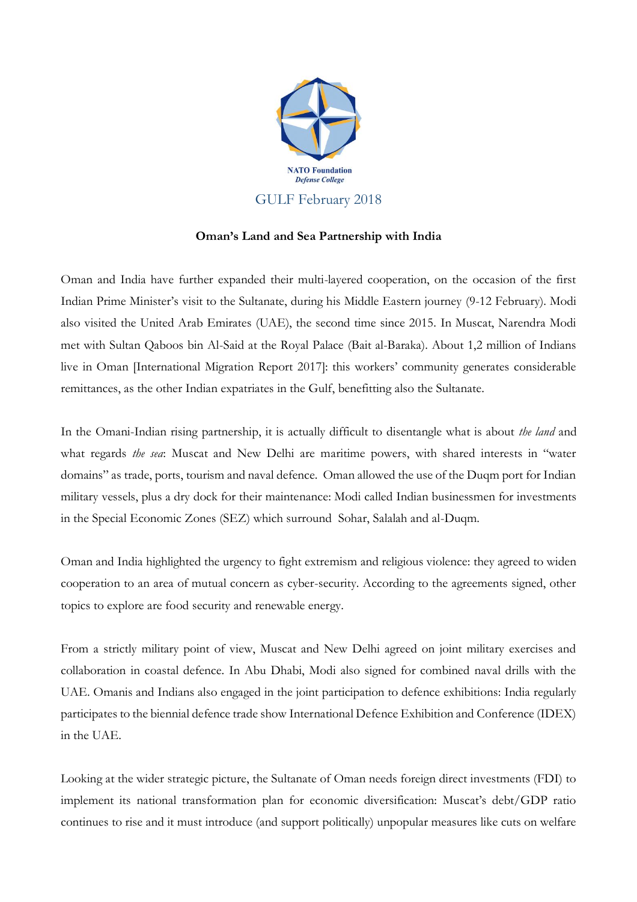NATO Foundation
*Defense College*

GULF February 2018

**Oman's Land and Sea Partnership with India**

Oman and India have further expanded their multi-layered cooperation, on the occasion of the first Indian Prime Minister's visit to the Sultanate, during his Middle Eastern journey (9-12 February). Modi also visited the United Arab Emirates (UAE), the second time since 2015. In Muscat, Narendra Modi met with Sultan Qaboos bin Al-Said at the Royal Palace (Bait al-Baraka). About 1,2 million of Indians live in Oman [International Migration Report 2017]: this workers' community generates considerable remittances, as the other Indian expatriates in the Gulf, benefitting also the Sultanate.

In the Omani-Indian rising partnership, it is actually difficult to disentangle what is about *the land* and what regards *the sea*: Muscat and New Delhi are maritime powers, with shared interests in "water domains" as trade, ports, tourism and naval defence. Oman allowed the use of the Duqm port for Indian military vessels, plus a dry dock for their maintenance: Modi called Indian businessmen for investments in the Special Economic Zones (SEZ) which surround Sohar, Salalah and al-Duqm.

Oman and India highlighted the urgency to fight extremism and religious violence: they agreed to widen cooperation to an area of mutual concern as cyber-security. According to the agreements signed, other topics to explore are food security and renewable energy.

From a strictly military point of view, Muscat and New Delhi agreed on joint military exercises and collaboration in coastal defence. In Abu Dhabi, Modi also signed for combined naval drills with the UAE. Omanis and Indians also engaged in the joint participation to defence exhibitions: India regularly participates to the biennial defence trade show International Defence Exhibition and Conference (IDEX) in the UAE.

Looking at the wider strategic picture, the Sultanate of Oman needs foreign direct investments (FDI) to implement its national transformation plan for economic diversification: Muscat's debt/GDP ratio continues to rise and it must introduce (and support politically) unpopular measures like cuts on welfare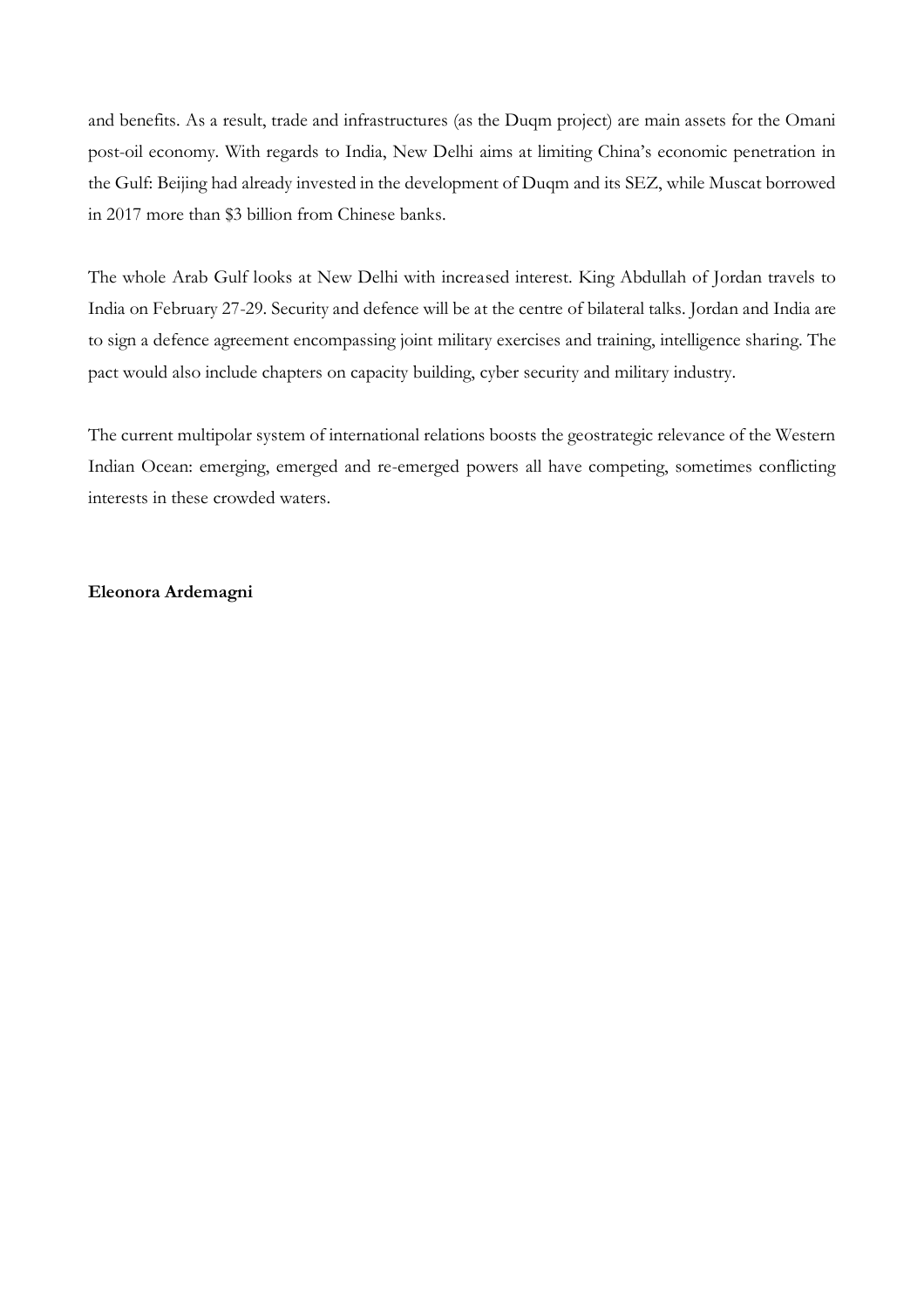and benefits. As a result, trade and infrastructures (as the Duqm project) are main assets for the Omani post-oil economy. With regards to India, New Delhi aims at limiting China's economic penetration in the Gulf: Beijing had already invested in the development of Duqm and its SEZ, while Muscat borrowed in 2017 more than $3 billion from Chinese banks.

The whole Arab Gulf looks at New Delhi with increased interest. King Abdullah of Jordan travels to India on February 27-29. Security and defence will be at the centre of bilateral talks. Jordan and India are to sign a defence agreement encompassing joint military exercises and training, intelligence sharing. The pact would also include chapters on capacity building, cyber security and military industry.

The current multipolar system of international relations boosts the geostrategic relevance of the Western Indian Ocean: emerging, emerged and re-emerged powers all have competing, sometimes conflicting interests in these crowded waters.

**Eleonora Ardemagni**